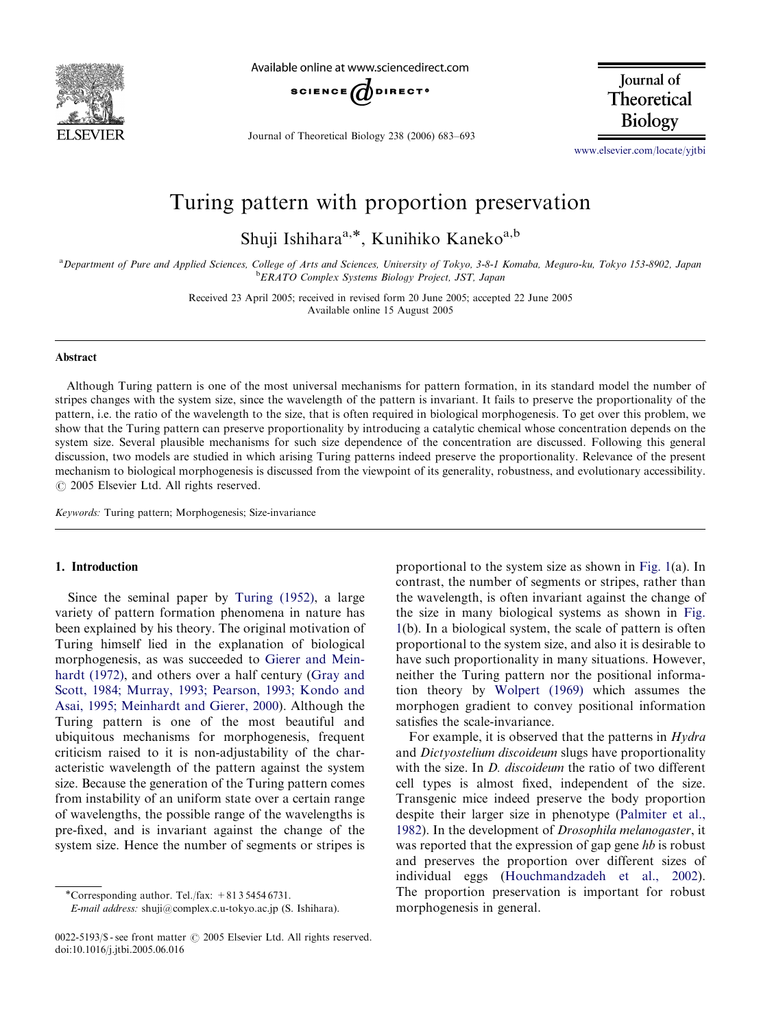# Turing pattern with proportion preservation

Shuji Ishihara[a,*], Kunihiko Kaneko[a,b]

[a] Department of Pure and Applied Sciences, College of Arts and Sciences, University of Tokyo, 3-8-1 Komaba, Meguro-ku, Tokyo 153-8902, Japan
[b] ERATO Complex Systems Biology Project, JST, Japan

Received 23 April 2005; received in revised form 20 June 2005; accepted 22 June 2005
Available online 15 August 2005

## Abstract

Although Turing pattern is one of the most universal mechanisms for pattern formation, in its standard model the number of stripes changes with the system size, since the wavelength of the pattern is invariant. It fails to preserve the proportionality of the pattern, i.e. the ratio of the wavelength to the size, that is often required in biological morphogenesis. To get over this problem, we show that the Turing pattern can preserve proportionality by introducing a catalytic chemical whose concentration depends on the system size. Several plausible mechanisms for such size dependence of the concentration are discussed. Following this general discussion, two models are studied in which arising Turing patterns indeed preserve the proportionality. Relevance of the present mechanism to biological morphogenesis is discussed from the viewpoint of its generality, robustness, and evolutionary accessibility.
© 2005 Elsevier Ltd. All rights reserved.

*Keywords:* Turing pattern; Morphogenesis; Size-invariance

## 1. Introduction

Since the seminal paper by Turing (1952), a large variety of pattern formation phenomena in nature has been explained by his theory. The original motivation of Turing himself lied in the explanation of biological morphogenesis, as was succeeded to Gierer and Meinhardt (1972), and others over a half century (Gray and Scott, 1984; Murray, 1993; Pearson, 1993; Kondo and Asai, 1995; Meinhardt and Gierer, 2000). Although the Turing pattern is one of the most beautiful and ubiquitous mechanisms for morphogenesis, frequent criticism raised to it is non-adjustability of the characteristic wavelength of the pattern against the system size. Because the generation of the Turing pattern comes from instability of an uniform state over a certain range of wavelengths, the possible range of the wavelengths is pre-fixed, and is invariant against the change of the system size. Hence the number of segments or stripes is proportional to the system size as shown in Fig. 1(a). In contrast, the number of segments or stripes, rather than the wavelength, is often invariant against the change of the size in many biological systems as shown in Fig. 1(b). In a biological system, the scale of pattern is often proportional to the system size, and also it is desirable to have such proportionality in many situations. However, neither the Turing pattern nor the positional information theory by Wolpert (1969) which assumes the morphogen gradient to convey positional information satisfies the scale-invariance.

For example, it is observed that the patterns in *Hydra* and *Dictyostelium discoideum* slugs have proportionality with the size. In *D. discoideum* the ratio of two different cell types is almost fixed, independent of the size. Transgenic mice indeed preserve the body proportion despite their larger size in phenotype (Palmiter et al., 1982). In the development of *Drosophila melanogaster*, it was reported that the expression of gap gene *hb* is robust and preserves the proportion over different sizes of individual eggs (Houchmandzadeh et al., 2002). The proportion preservation is important for robust morphogenesis in general.

*Corresponding author. Tel./fax: +81 3 5454 6731.
E-mail address: shuji@complex.c.u-tokyo.ac.jp (S. Ishihara).

0022-5193/$ - see front matter © 2005 Elsevier Ltd. All rights reserved.
doi:10.1016/j.jtbi.2005.06.016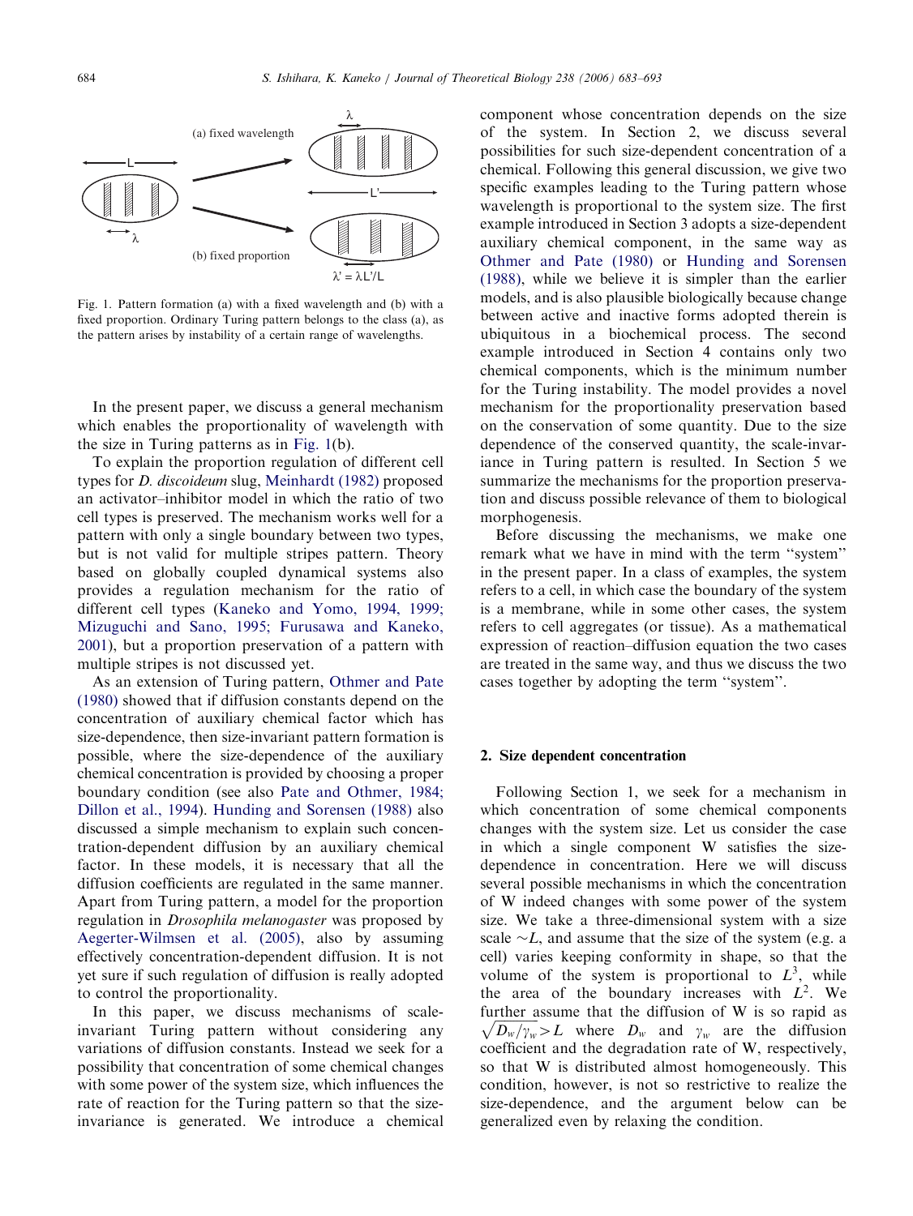Fig. 1. Pattern formation (a) with a fixed wavelength and (b) with a fixed proportion. Ordinary Turing pattern belongs to the class (a), as the pattern arises by instability of a certain range of wavelengths.

In the present paper, we discuss a general mechanism which enables the proportionality of wavelength with the size in Turing patterns as in Fig. 1(b).

To explain the proportion regulation of different cell types for *D. discoideum* slug, Meinhardt (1982) proposed an activator–inhibitor model in which the ratio of two cell types is preserved. The mechanism works well for a pattern with only a single boundary between two types, but is not valid for multiple stripes pattern. Theory based on globally coupled dynamical systems also provides a regulation mechanism for the ratio of different cell types (Kaneko and Yomo, 1994, 1999; Mizuguchi and Sano, 1995; Furusawa and Kaneko, 2001), but a proportion preservation of a pattern with multiple stripes is not discussed yet.

As an extension of Turing pattern, Othmer and Pate (1980) showed that if diffusion constants depend on the concentration of auxiliary chemical factor which has size-dependence, then size-invariant pattern formation is possible, where the size-dependence of the auxiliary chemical concentration is provided by choosing a proper boundary condition (see also Pate and Othmer, 1984; Dillon et al., 1994). Hunding and Sorensen (1988) also discussed a simple mechanism to explain such concentration-dependent diffusion by an auxiliary chemical factor. In these models, it is necessary that all the diffusion coefficients are regulated in the same manner. Apart from Turing pattern, a model for the proportion regulation in *Drosophila melanogaster* was proposed by Aegerter-Wilmsen et al. (2005), also by assuming effectively concentration-dependent diffusion. It is not yet sure if such regulation of diffusion is really adopted to control the proportionality.

In this paper, we discuss mechanisms of scale-invariant Turing pattern without considering any variations of diffusion constants. Instead we seek for a possibility that concentration of some chemical changes with some power of the system size, which influences the rate of reaction for the Turing pattern so that the size-invariance is generated. We introduce a chemical component whose concentration depends on the size of the system. In Section 2, we discuss several possibilities for such size-dependent concentration of a chemical. Following this general discussion, we give two specific examples leading to the Turing pattern whose wavelength is proportional to the system size. The first example introduced in Section 3 adopts a size-dependent auxiliary chemical component, in the same way as Othmer and Pate (1980) or Hunding and Sorensen (1988), while we believe it is simpler than the earlier models, and is also plausible biologically because change between active and inactive forms adopted therein is ubiquitous in a biochemical process. The second example introduced in Section 4 contains only two chemical components, which is the minimum number for the Turing instability. The model provides a novel mechanism for the proportionality preservation based on the conservation of some quantity. Due to the size dependence of the conserved quantity, the scale-invariance in Turing pattern is resulted. In Section 5 we summarize the mechanisms for the proportion preservation and discuss possible relevance of them to biological morphogenesis.

Before discussing the mechanisms, we make one remark what we have in mind with the term "system" in the present paper. In a class of examples, the system refers to a cell, in which case the boundary of the system is a membrane, while in some other cases, the system refers to cell aggregates (or tissue). As a mathematical expression of reaction–diffusion equation the two cases are treated in the same way, and thus we discuss the two cases together by adopting the term "system".

## 2. Size dependent concentration

Following Section 1, we seek for a mechanism in which concentration of some chemical components changes with the system size. Let us consider the case in which a single component W satisfies the size-dependence in concentration. Here we will discuss several possible mechanisms in which the concentration of W indeed changes with some power of the system size. We take a three-dimensional system with a size scale $\sim L$, and assume that the size of the system (e.g. a cell) varies keeping conformity in shape, so that the volume of the system is proportional to $L^3$, while the area of the boundary increases with $L^2$. We further assume that the diffusion of W is so rapid as $\sqrt{D_w/\gamma_w} > L$ where $D_w$ and $\gamma_w$ are the diffusion coefficient and the degradation rate of W, respectively, so that W is distributed almost homogeneously. This condition, however, is not so restrictive to realize the size-dependence, and the argument below can be generalized even by relaxing the condition.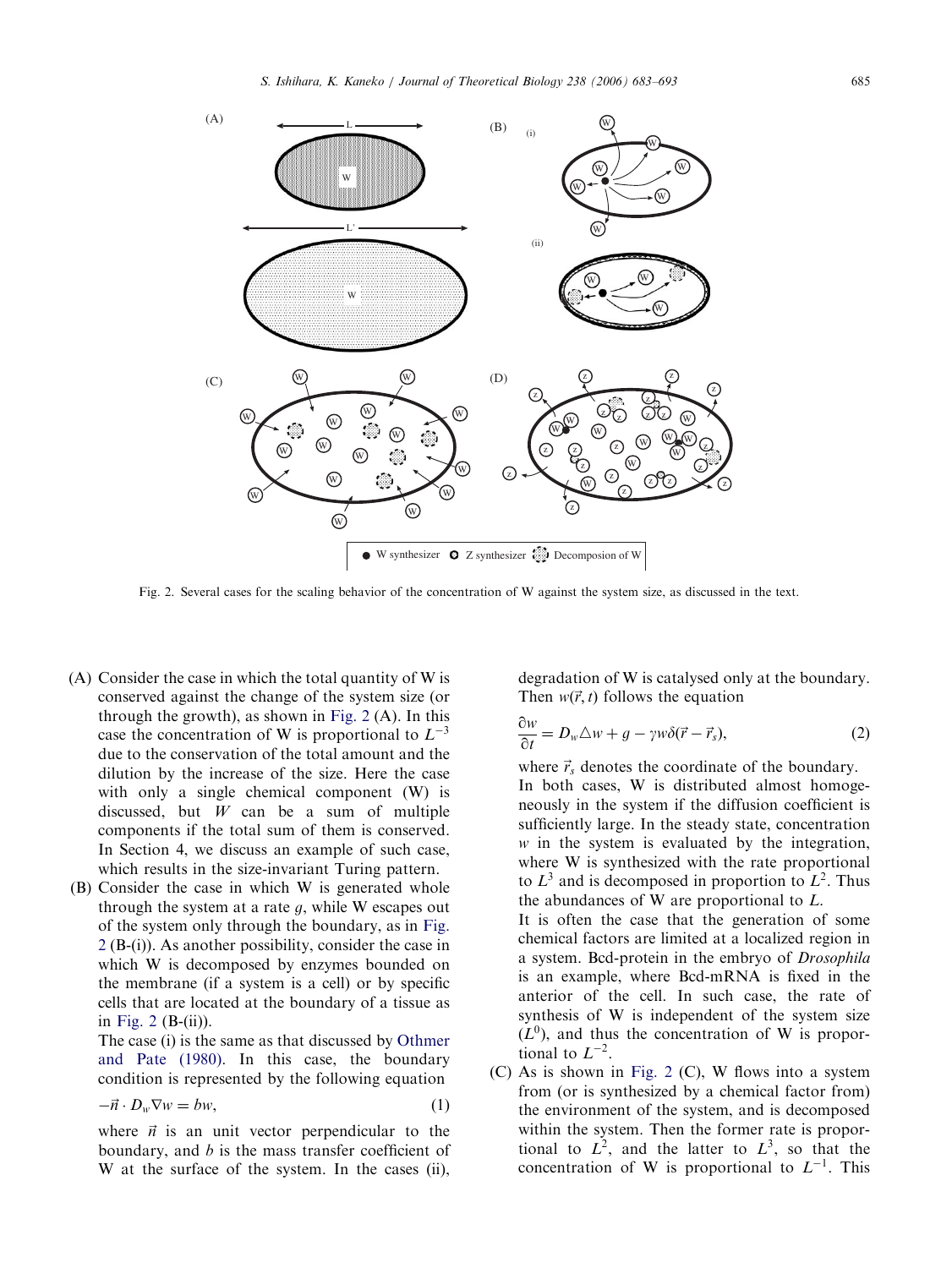Fig. 2. Several cases for the scaling behavior of the concentration of W against the system size, as discussed in the text.

(A) Consider the case in which the total quantity of W is conserved against the change of the system size (or through the growth), as shown in Fig. 2 (A). In this case the concentration of W is proportional to $L^{-3}$ due to the conservation of the total amount and the dilution by the increase of the size. Here the case with only a single chemical component (W) is discussed, but $W$ can be a sum of multiple components if the total sum of them is conserved. In Section 4, we discuss an example of such case, which results in the size-invariant Turing pattern.

(B) Consider the case in which W is generated whole through the system at a rate $g$, while W escapes out of the system only through the boundary, as in Fig. 2 (B-(i)). As another possibility, consider the case in which W is decomposed by enzymes bounded on the membrane (if a system is a cell) or by specific cells that are located at the boundary of a tissue as in Fig. 2 (B-(ii)).

The case (i) is the same as that discussed by Othmer and Pate (1980). In this case, the boundary condition is represented by the following equation

$$-\vec{n} \cdot D_w \nabla w = bw, \tag{1}$$

where $\vec{n}$ is an unit vector perpendicular to the boundary, and $b$ is the mass transfer coefficient of W at the surface of the system. In the cases (ii), degradation of W is catalysed only at the boundary. Then $w(\vec{r}, t)$ follows the equation

$$\frac{\partial w}{\partial t} = D_w \triangle w + g - \gamma w \delta(\vec{r} - \vec{r}_s), \tag{2}$$

where $\vec{r}_s$ denotes the coordinate of the boundary.

In both cases, W is distributed almost homogeneously in the system if the diffusion coefficient is sufficiently large. In the steady state, concentration $w$ in the system is evaluated by the integration, where W is synthesized with the rate proportional to $L^3$ and is decomposed in proportion to $L^2$. Thus the abundances of W are proportional to $L$.

It is often the case that the generation of some chemical factors are limited at a localized region in a system. Bcd-protein in the embryo of *Drosophila* is an example, where Bcd-mRNA is fixed in the anterior of the cell. In such case, the rate of synthesis of W is independent of the system size ($L^0$), and thus the concentration of W is proportional to $L^{-2}$.

(C) As is shown in Fig. 2 (C), W flows into a system from (or is synthesized by a chemical factor from) the environment of the system, and is decomposed within the system. Then the former rate is proportional to $L^2$, and the latter to $L^3$, so that the concentration of W is proportional to $L^{-1}$. This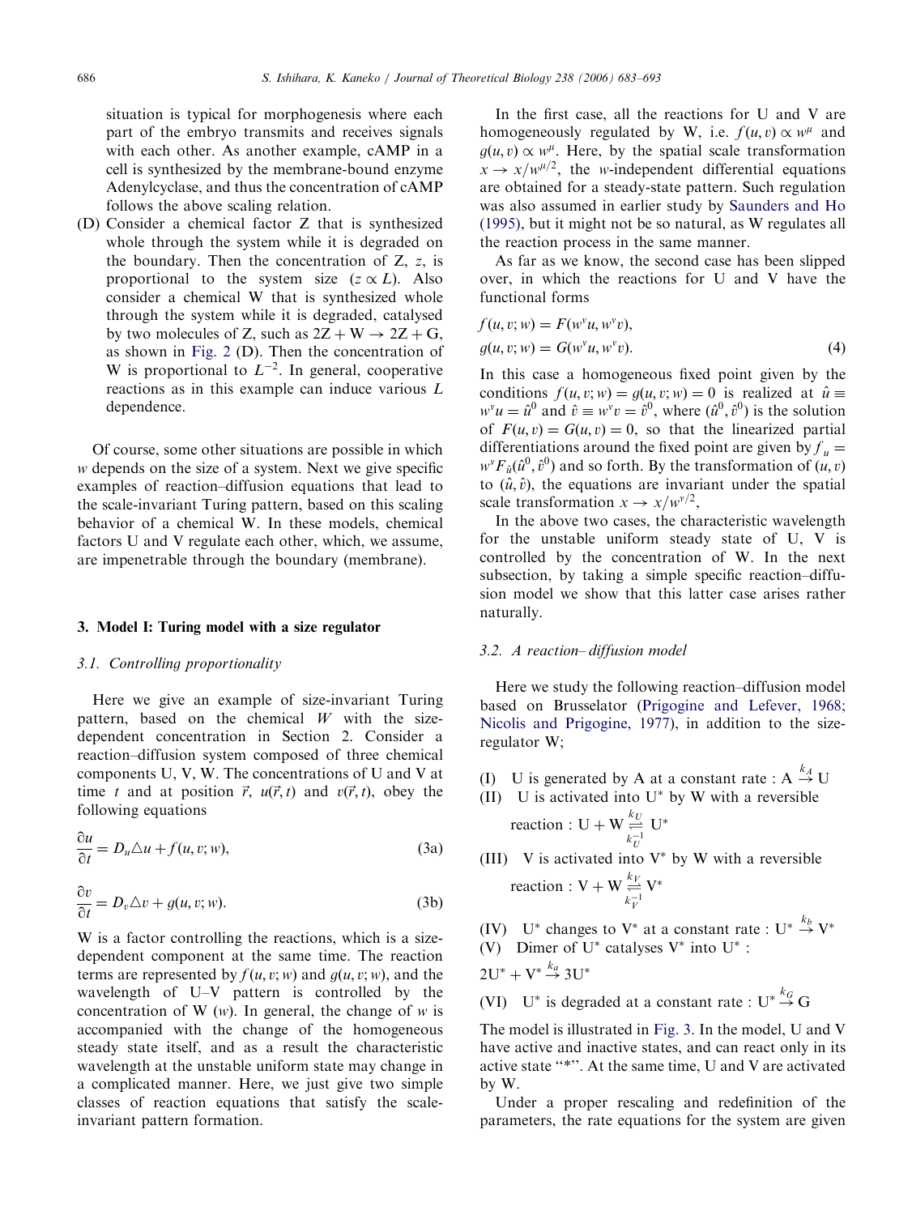situation is typical for morphogenesis where each part of the embryo transmits and receives signals with each other. As another example, cAMP in a cell is synthesized by the membrane-bound enzyme Adenylcyclase, and thus the concentration of cAMP follows the above scaling relation.

(D) Consider a chemical factor Z that is synthesized whole through the system while it is degraded on the boundary. Then the concentration of Z, $z$, is proportional to the system size ($z \propto L$). Also consider a chemical W that is synthesized whole through the system while it is degraded, catalysed by two molecules of Z, such as $2Z + W \rightarrow 2Z + G$, as shown in Fig. 2 (D). Then the concentration of W is proportional to $L^{-2}$. In general, cooperative reactions as in this example can induce various $L$ dependence.

Of course, some other situations are possible in which $w$ depends on the size of a system. Next we give specific examples of reaction–diffusion equations that lead to the scale-invariant Turing pattern, based on this scaling behavior of a chemical W. In these models, chemical factors U and V regulate each other, which, we assume, are impenetrable through the boundary (membrane).

## 3. Model I: Turing model with a size regulator

### 3.1. Controlling proportionality

Here we give an example of size-invariant Turing pattern, based on the chemical $W$ with the size-dependent concentration in Section 2. Consider a reaction–diffusion system composed of three chemical components U, V, W. The concentrations of U and V at time $t$ and at position $\vec{r}$, $u(\vec{r}, t)$ and $v(\vec{r}, t)$, obey the following equations

$$\frac{\partial u}{\partial t} = D_u \triangle u + f(u, v; w), \tag{3a}$$

$$\frac{\partial v}{\partial t} = D_v \triangle v + g(u, v; w). \tag{3b}$$

W is a factor controlling the reactions, which is a size-dependent component at the same time. The reaction terms are represented by $f(u, v; w)$ and $g(u, v; w)$, and the wavelength of U–V pattern is controlled by the concentration of W ($w$). In general, the change of $w$ is accompanied with the change of the homogeneous steady state itself, and as a result the characteristic wavelength at the unstable uniform state may change in a complicated manner. Here, we just give two simple classes of reaction equations that satisfy the scale-invariant pattern formation.

In the first case, all the reactions for U and V are homogeneously regulated by W, i.e. $f(u, v) \propto w^{\mu}$ and $g(u, v) \propto w^{\mu}$. Here, by the spatial scale transformation $x \rightarrow x/w^{\mu/2}$, the $w$-independent differential equations are obtained for a steady-state pattern. Such regulation was also assumed in earlier study by Saunders and Ho (1995), but it might not be so natural, as W regulates all the reaction process in the same manner.

As far as we know, the second case has been slipped over, in which the reactions for U and V have the functional forms

$$\begin{aligned} f(u, v; w) &= F(w^{v}u, w^{v}v), \\ g(u, v; w) &= G(w^{v}u, w^{v}v). \end{aligned} \tag{4}$$

In this case a homogeneous fixed point given by the conditions $f(u, v; w) = g(u, v; w) = 0$ is realized at $\hat{u} \equiv w^{v}u = \hat{u}^0$ and $\hat{v} \equiv w^{v}v = \hat{v}^0$, where $(\hat{u}^0, \hat{v}^0)$ is the solution of $F(u, v) = G(u, v) = 0$, so that the linearized partial differentiations around the fixed point are given by $f_u = w^{v}F_{\hat{u}}(\hat{u}^0, \hat{v}^0)$ and so forth. By the transformation of $(u, v)$ to $(\hat{u}, \hat{v})$, the equations are invariant under the spatial scale transformation $x \rightarrow x/w^{v/2}$,

In the above two cases, the characteristic wavelength for the unstable uniform steady state of U, V is controlled by the concentration of W. In the next subsection, by taking a simple specific reaction–diffusion model we show that this latter case arises rather naturally.

### 3.2. A reaction–diffusion model

Here we study the following reaction–diffusion model based on Brusselator (Prigogine and Lefever, 1968; Nicolis and Prigogine, 1977), in addition to the size-regulator W;

(I) U is generated by A at a constant rate : $A \xrightarrow{k_A} U$

(II) U is activated into U* by W with a reversible reaction : $U + W \underset{k_U^{-1}}{\overset{k_U}{\rightleftharpoons}} U^*$

(III) V is activated into V* by W with a reversible reaction : $V + W \underset{k_V^{-1}}{\overset{k_V}{\rightleftharpoons}} V^*$

(IV) U* changes to V* at a constant rate : $U^* \xrightarrow{k_b} V^*$

(V) Dimer of U* catalyses V* into U* : $2U^* + V^* \xrightarrow{k_a} 3U^*$

(VI) U* is degraded at a constant rate : $U^* \xrightarrow{k_G} G$

The model is illustrated in Fig. 3. In the model, U and V have active and inactive states, and can react only in its active state "*". At the same time, U and V are activated by W.

Under a proper rescaling and redefinition of the parameters, the rate equations for the system are given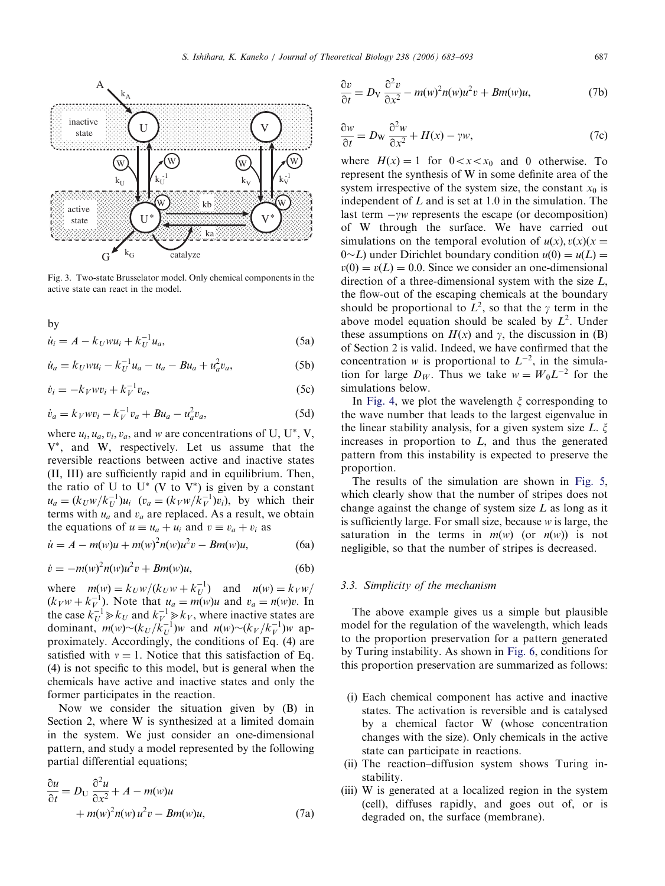Fig. 3. Two-state Brusselator model. Only chemical components in the active state can react in the model.

by

$$\dot{u}_i = A - k_U w u_i + k_U^{-1} u_a, \tag{5a}$$

$$\dot{u}_a = k_U w u_i - k_U^{-1} u_a - u_a - B u_a + u_a^2 v_a, \tag{5b}$$

$$\dot{v}_i = -k_V w v_i + k_V^{-1} v_a, \tag{5c}$$

$$\dot{v}_a = k_V w v_i - k_V^{-1} v_a + B u_a - u_a^2 v_a, \tag{5d}$$

where $u_i, u_a, v_i, v_a$, and $w$ are concentrations of U, U*, V, V*, and W, respectively. Let us assume that the reversible reactions between active and inactive states (II, III) are sufficiently rapid and in equilibrium. Then, the ratio of U to U* (V to V*) is given by a constant $u_a = (k_U w / k_U^{-1}) u_i$ ($v_a = (k_V w / k_V^{-1}) v_i$), by which their terms with $u_a$ and $v_a$ are replaced. As a result, we obtain the equations of $u \equiv u_a + u_i$ and $v \equiv v_a + v_i$ as

$$\dot{u} = A - m(w)u + m(w)^2 n(w) u^2 v - B m(w) u, \tag{6a}$$

$$\dot{v} = -m(w)^2 n(w) u^2 v + B m(w) u, \tag{6b}$$

where $m(w) = k_U w / (k_U w + k_U^{-1})$ and $n(w) = k_V w / (k_V w + k_V^{-1})$. Note that $u_a = m(w) u$ and $v_a = n(w) v$. In the case $k_U^{-1} \gg k_U$ and $k_V^{-1} \gg k_V$, where inactive states are dominant, $m(w) \sim (k_U / k_U^{-1}) w$ and $n(w) \sim (k_V / k_V^{-1}) w$ approximately. Accordingly, the conditions of Eq. (4) are satisfied with $v = 1$. Notice that this satisfaction of Eq. (4) is not specific to this model, but is general when the chemicals have active and inactive states and only the former participates in the reaction.

Now we consider the situation given by (B) in Section 2, where W is synthesized at a limited domain in the system. We just consider an one-dimensional pattern, and study a model represented by the following partial differential equations;

$$\frac{\partial u}{\partial t} = D_U \frac{\partial^2 u}{\partial x^2} + A - m(w)u + m(w)^2 n(w) u^2 v - B m(w) u, \tag{7a}$$

$$\frac{\partial v}{\partial t} = D_V \frac{\partial^2 v}{\partial x^2} - m(w)^2 n(w) u^2 v + B m(w) u, \tag{7b}$$

$$\frac{\partial w}{\partial t} = D_W \frac{\partial^2 w}{\partial x^2} + H(x) - \gamma w, \tag{7c}$$

where $H(x) = 1$ for $0 < x < x_0$ and 0 otherwise. To represent the synthesis of W in some definite area of the system irrespective of the system size, the constant $x_0$ is independent of $L$ and is set at 1.0 in the simulation. The last term $-\gamma w$ represents the escape (or decomposition) of W through the surface. We have carried out simulations on the temporal evolution of $u(x), v(x) (x = 0 \sim L)$ under Dirichlet boundary condition $u(0) = u(L) = v(0) = v(L) = 0.0$. Since we consider an one-dimensional direction of a three-dimensional system with the size $L$, the flow-out of the escaping chemicals at the boundary should be proportional to $L^2$, so that the $\gamma$ term in the above model equation should be scaled by $L^2$. Under these assumptions on $H(x)$ and $\gamma$, the discussion in (B) of Section 2 is valid. Indeed, we have confirmed that the concentration $w$ is proportional to $L^{-2}$, in the simulation for large $D_W$. Thus we take $w = W_0 L^{-2}$ for the simulations below.

In Fig. 4, we plot the wavelength $\xi$ corresponding to the wave number that leads to the largest eigenvalue in the linear stability analysis, for a given system size $L$. $\xi$ increases in proportion to $L$, and thus the generated pattern from this instability is expected to preserve the proportion.

The results of the simulation are shown in Fig. 5, which clearly show that the number of stripes does not change against the change of system size $L$ as long as it is sufficiently large. For small size, because $w$ is large, the saturation in the terms in $m(w)$ (or $n(w)$) is not negligible, so that the number of stripes is decreased.

### 3.3. Simplicity of the mechanism

The above example gives us a simple but plausible model for the regulation of the wavelength, which leads to the proportion preservation for a pattern generated by Turing instability. As shown in Fig. 6, conditions for this proportion preservation are summarized as follows:

(i) Each chemical component has active and inactive states. The activation is reversible and is catalysed by a chemical factor W (whose concentration changes with the size). Only chemicals in the active state can participate in reactions.
(ii) The reaction–diffusion system shows Turing instability.
(iii) W is generated at a localized region in the system (cell), diffuses rapidly, and goes out of, or is degraded on, the surface (membrane).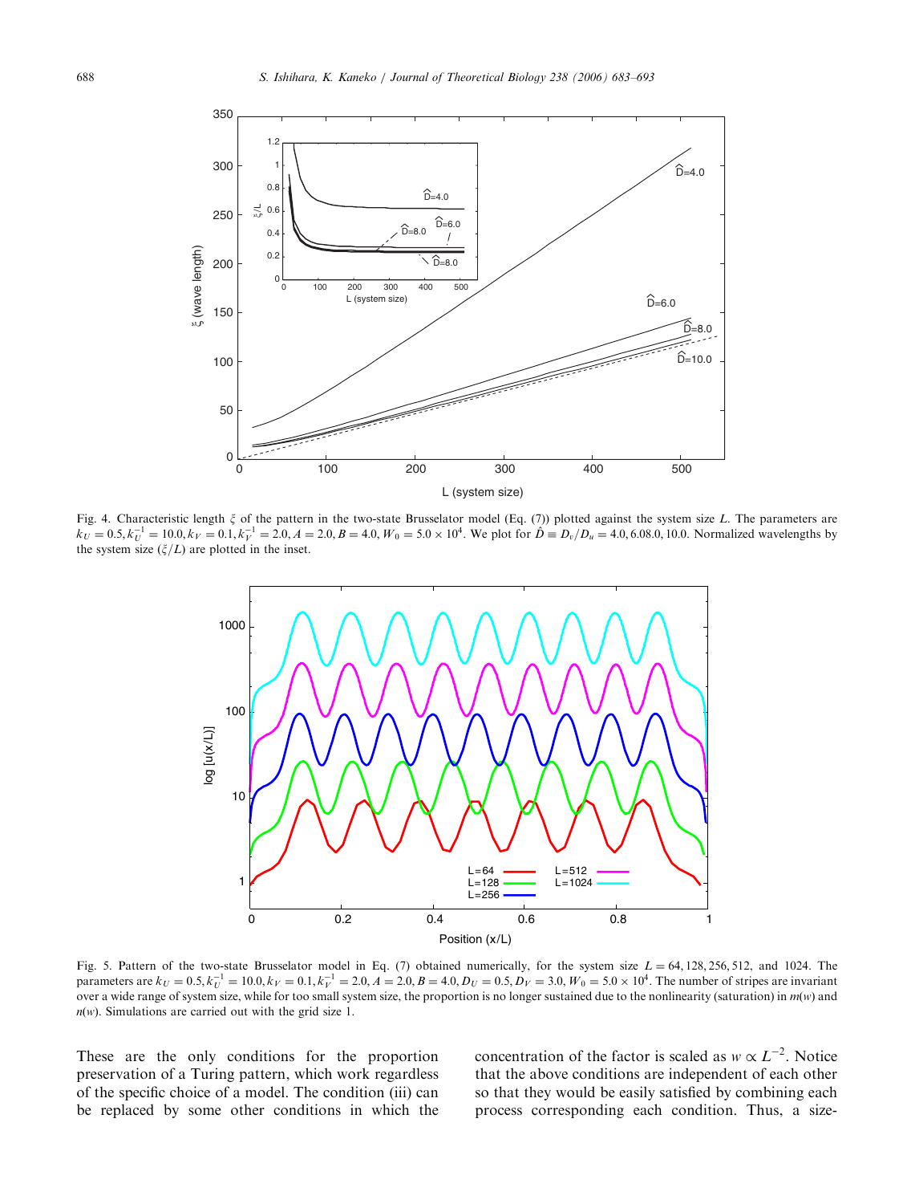Fig. 4. Characteristic length $\xi$ of the pattern in the two-state Brusselator model (Eq. (7)) plotted against the system size $L$. The parameters are $k_U = 0.5, k_U^{-1} = 10.0, k_V = 0.1, k_V^{-1} = 2.0, A = 2.0, B = 4.0, W_0 = 5.0 \times 10^4$. We plot for $\hat{D} \equiv D_v/D_u = 4.0, 6.08.0, 10.0$. Normalized wavelengths by the system size ($\xi/L$) are plotted in the inset.

Fig. 5. Pattern of the two-state Brusselator model in Eq. (7) obtained numerically, for the system size $L = 64, 128, 256, 512$, and $1024$. The parameters are $k_U = 0.5, k_U^{-1} = 10.0, k_V = 0.1, k_V^{-1} = 2.0, A = 2.0, B = 4.0, D_U = 0.5, D_V = 3.0, W_0 = 5.0 \times 10^4$. The number of stripes are invariant over a wide range of system size, while for too small system size, the proportion is no longer sustained due to the nonlinearity (saturation) in $m(w)$ and $n(w)$. Simulations are carried out with the grid size 1.

These are the only conditions for the proportion preservation of a Turing pattern, which work regardless of the specific choice of a model. The condition (iii) can be replaced by some other conditions in which the concentration of the factor is scaled as $w \propto L^{-2}$. Notice that the above conditions are independent of each other so that they would be easily satisfied by combining each process corresponding each condition. Thus, a size-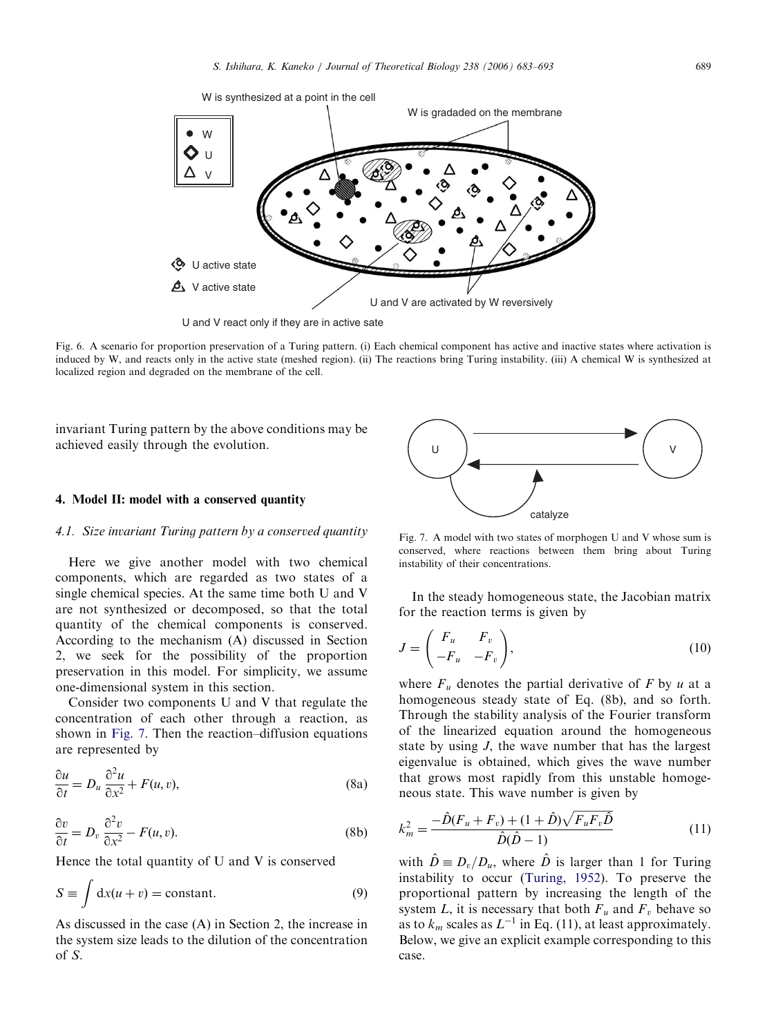Fig. 6. A scenario for proportion preservation of a Turing pattern. (i) Each chemical component has active and inactive states where activation is induced by W, and reacts only in the active state (meshed region). (ii) The reactions bring Turing instability. (iii) A chemical W is synthesized at localized region and degraded on the membrane of the cell.

invariant Turing pattern by the above conditions may be achieved easily through the evolution.

## 4. Model II: model with a conserved quantity

### 4.1. Size invariant Turing pattern by a conserved quantity

Here we give another model with two chemical components, which are regarded as two states of a single chemical species. At the same time both U and V are not synthesized or decomposed, so that the total quantity of the chemical components is conserved. According to the mechanism (A) discussed in Section 2, we seek for the possibility of the proportion preservation in this model. For simplicity, we assume one-dimensional system in this section.

Consider two components U and V that regulate the concentration of each other through a reaction, as shown in Fig. 7. Then the reaction–diffusion equations are represented by

$$\frac{\partial u}{\partial t} = D_u \frac{\partial^2 u}{\partial x^2} + F(u, v), \tag{8a}$$

$$\frac{\partial v}{\partial t} = D_v \frac{\partial^2 v}{\partial x^2} - F(u, v). \tag{8b}$$

Hence the total quantity of U and V is conserved

$$S \equiv \int \mathrm{d}x(u + v) = \text{constant}. \tag{9}$$

As discussed in the case (A) in Section 2, the increase in the system size leads to the dilution of the concentration of $S$.

Fig. 7. A model with two states of morphogen U and V whose sum is conserved, where reactions between them bring about Turing instability of their concentrations.

In the steady homogeneous state, the Jacobian matrix for the reaction terms is given by

$$J = \begin{pmatrix} F_u & F_v \\ -F_u & -F_v \end{pmatrix}, \tag{10}$$

where $F_u$ denotes the partial derivative of $F$ by $u$ at a homogeneous steady state of Eq. (8b), and so forth. Through the stability analysis of the Fourier transform of the linearized equation around the homogeneous state by using $J$, the wave number that has the largest eigenvalue is obtained, which gives the wave number that grows most rapidly from this unstable homogeneous state. This wave number is given by

$$k_m^2 = \frac{-\hat{D}(F_u + F_v) + (1 + \hat{D})\sqrt{F_u F_v \hat{D}}}{\hat{D}(\hat{D} - 1)} \tag{11}$$

with $\hat{D} \equiv D_v / D_u$, where $\hat{D}$ is larger than 1 for Turing instability to occur (Turing, 1952). To preserve the proportional pattern by increasing the length of the system $L$, it is necessary that both $F_u$ and $F_v$ behave so as to $k_m$ scales as $L^{-1}$ in Eq. (11), at least approximately. Below, we give an explicit example corresponding to this case.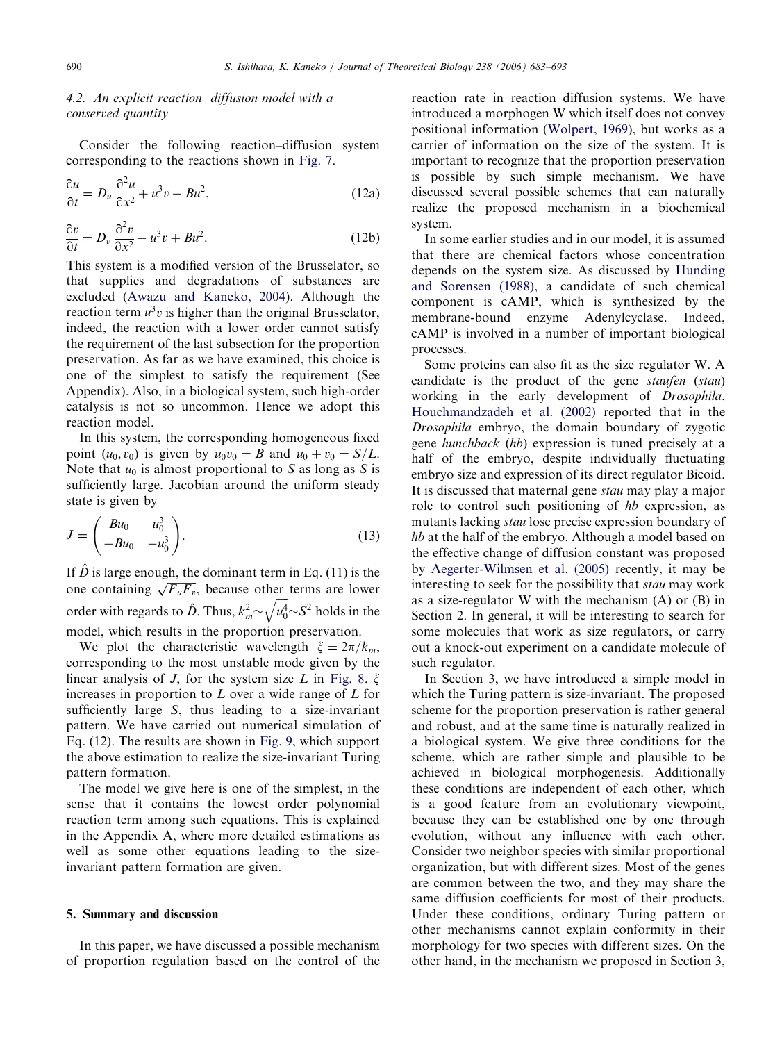### 4.2. An explicit reaction–diffusion model with a conserved quantity

Consider the following reaction–diffusion system corresponding to the reactions shown in Fig. 7.

$$\frac{\partial u}{\partial t} = D_u \frac{\partial^2 u}{\partial x^2} + u^3 v - Bu^2, \tag{12a}$$

$$\frac{\partial v}{\partial t} = D_v \frac{\partial^2 v}{\partial x^2} - u^3 v + Bu^2. \tag{12b}$$

This system is a modified version of the Brusselator, so that supplies and degradations of substances are excluded (Awazu and Kaneko, 2004). Although the reaction term $u^3 v$ is higher than the original Brusselator, indeed, the reaction with a lower order cannot satisfy the requirement of the last subsection for the proportion preservation. As far as we have examined, this choice is one of the simplest to satisfy the requirement (See Appendix). Also, in a biological system, such high-order catalysis is not so uncommon. Hence we adopt this reaction model.

In this system, the corresponding homogeneous fixed point $(u_0, v_0)$ is given by $u_0 v_0 = B$ and $u_0 + v_0 = S/L$. Note that $u_0$ is almost proportional to $S$ as long as $S$ is sufficiently large. Jacobian around the uniform steady state is given by

$$J = \begin{pmatrix} Bu_0 & u_0^3 \\ -Bu_0 & -u_0^3 \end{pmatrix}. \tag{13}$$

If $\hat{D}$ is large enough, the dominant term in Eq. (11) is the one containing $\sqrt{F_u F_v}$, because other terms are lower order with regards to $\hat{D}$. Thus, $k_m^2 \sim \sqrt{u_0^4} \sim S^2$ holds in the model, which results in the proportion preservation.

We plot the characteristic wavelength $\xi = 2\pi/k_m$, corresponding to the most unstable mode given by the linear analysis of $J$, for the system size $L$ in Fig. 8. $\xi$ increases in proportion to $L$ over a wide range of $L$ for sufficiently large $S$, thus leading to a size-invariant pattern. We have carried out numerical simulation of Eq. (12). The results are shown in Fig. 9, which support the above estimation to realize the size-invariant Turing pattern formation.

The model we give here is one of the simplest, in the sense that it contains the lowest order polynomial reaction term among such equations. This is explained in the Appendix A, where more detailed estimations as well as some other equations leading to the size-invariant pattern formation are given.

## 5. Summary and discussion

In this paper, we have discussed a possible mechanism of proportion regulation based on the control of the reaction rate in reaction–diffusion systems. We have introduced a morphogen W which itself does not convey positional information (Wolpert, 1969), but works as a carrier of information on the size of the system. It is important to recognize that the proportion preservation is possible by such simple mechanism. We have discussed several possible schemes that can naturally realize the proposed mechanism in a biochemical system.

In some earlier studies and in our model, it is assumed that there are chemical factors whose concentration depends on the system size. As discussed by Hunding and Sorensen (1988), a candidate of such chemical component is cAMP, which is synthesized by the membrane-bound enzyme Adenylcyclase. Indeed, cAMP is involved in a number of important biological processes.

Some proteins can also fit as the size regulator W. A candidate is the product of the gene *staufen* (*stau*) working in the early development of *Drosophila*. Houchmandzadeh et al. (2002) reported that in the *Drosophila* embryo, the domain boundary of zygotic gene *hunchback* (*hb*) expression is tuned precisely at a half of the embryo, despite individually fluctuating embryo size and expression of its direct regulator Bicoid. It is discussed that maternal gene *stau* may play a major role to control such positioning of *hb* expression, as mutants lacking *stau* lose precise expression boundary of *hb* at the half of the embryo. Although a model based on the effective change of diffusion constant was proposed by Aegerter-Wilmsen et al. (2005) recently, it may be interesting to seek for the possibility that *stau* may work as a size-regulator W with the mechanism (A) or (B) in Section 2. In general, it will be interesting to search for some molecules that work as size regulators, or carry out a knock-out experiment on a candidate molecule of such regulator.

In Section 3, we have introduced a simple model in which the Turing pattern is size-invariant. The proposed scheme for the proportion preservation is rather general and robust, and at the same time is naturally realized in a biological system. We give three conditions for the scheme, which are rather simple and plausible to be achieved in biological morphogenesis. Additionally these conditions are independent of each other, which is a good feature from an evolutionary viewpoint, because they can be established one by one through evolution, without any influence with each other. Consider two neighbor species with similar proportional organization, but with different sizes. Most of the genes are common between the two, and they may share the same diffusion coefficients for most of their products. Under these conditions, ordinary Turing pattern or other mechanisms cannot explain conformity in their morphology for two species with different sizes. On the other hand, in the mechanism we proposed in Section 3,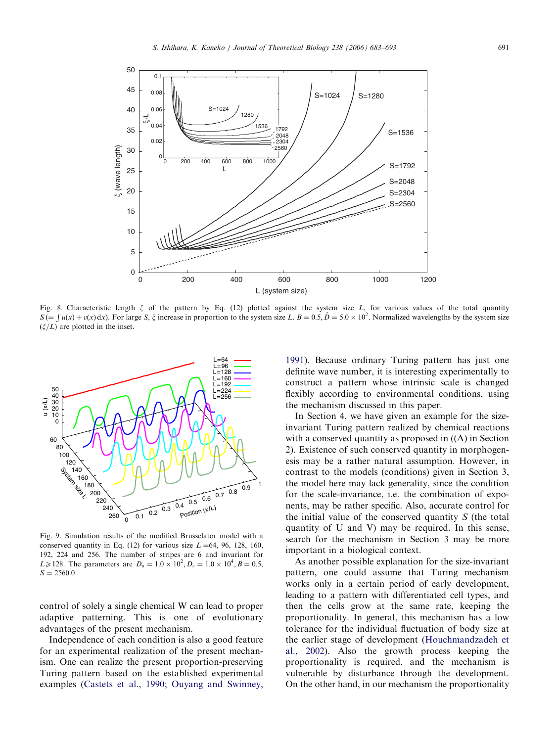Fig. 8. Characteristic length $\xi$ of the pattern by Eq. (12) plotted against the system size $L$, for various values of the total quantity $S(=\int u(x)+v(x)\,\mathrm{d}x)$. For large $S$, $\xi$ increase in proportion to the system size $L$. $B=0.5$, $\hat{D}=5.0\times10^2$. Normalized wavelengths by the system size ($\xi/L$) are plotted in the inset.

Fig. 9. Simulation results of the modified Brusselator model with a conserved quantity in Eq. (12) for various system size $L=64$, 96, 128, 160, 192, 224 and 256. The number of stripes are 6 and invariant for $L\geqslant 128$. The parameters are $D_u=1.0\times10^2$, $D_v=1.0\times10^4$, $B=0.5$, $S=2560.0$.

control of solely a single chemical W can lead to proper adaptive patterning. This is one of evolutionary advantages of the present mechanism.

Independence of each condition is also a good feature for an experimental realization of the present mechanism. One can realize the present proportion-preserving Turing pattern based on the established experimental examples (Castets et al., 1990; Ouyang and Swinney, 1991). Because ordinary Turing pattern has just one definite wave number, it is interesting experimentally to construct a pattern whose intrinsic scale is changed flexibly according to environmental conditions, using the mechanism discussed in this paper.

In Section 4, we have given an example for the size-invariant Turing pattern realized by chemical reactions with a conserved quantity as proposed in ((A) in Section 2). Existence of such conserved quantity in morphogenesis may be a rather natural assumption. However, in contrast to the models (conditions) given in Section 3, the model here may lack generality, since the condition for the scale-invariance, i.e. the combination of exponents, may be rather specific. Also, accurate control for the initial value of the conserved quantity $S$ (the total quantity of U and V) may be required. In this sense, search for the mechanism in Section 3 may be more important in a biological context.

As another possible explanation for the size-invariant pattern, one could assume that Turing mechanism works only in a certain period of early development, leading to a pattern with differentiated cell types, and then the cells grow at the same rate, keeping the proportionality. In general, this mechanism has a low tolerance for the individual fluctuation of body size at the earlier stage of development (Houchmandzadeh et al., 2002). Also the growth process keeping the proportionality is required, and the mechanism is vulnerable by disturbance through the development. On the other hand, in our mechanism the proportionality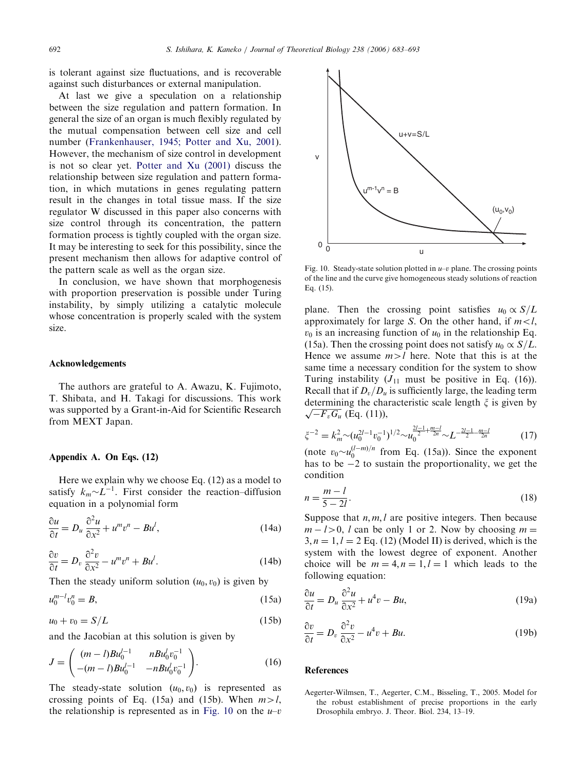is tolerant against size fluctuations, and is recoverable against such disturbances or external manipulation.

At last we give a speculation on a relationship between the size regulation and pattern formation. In general the size of an organ is much flexibly regulated by the mutual compensation between cell size and cell number (Frankenhauser, 1945; Potter and Xu, 2001). However, the mechanism of size control in development is not so clear yet. Potter and Xu (2001) discuss the relationship between size regulation and pattern formation, in which mutations in genes regulating pattern result in the changes in total tissue mass. If the size regulator W discussed in this paper also concerns with size control through its concentration, the pattern formation process is tightly coupled with the organ size. It may be interesting to seek for this possibility, since the present mechanism then allows for adaptive control of the pattern scale as well as the organ size.

In conclusion, we have shown that morphogenesis with proportion preservation is possible under Turing instability, by simply utilizing a catalytic molecule whose concentration is properly scaled with the system size.

## Acknowledgements

The authors are grateful to A. Awazu, K. Fujimoto, T. Shibata, and H. Takagi for discussions. This work was supported by a Grant-in-Aid for Scientific Research from MEXT Japan.

## Appendix A. On Eqs. (12)

Here we explain why we choose Eq. (12) as a model to satisfy $k_m \sim L^{-1}$. First consider the reaction–diffusion equation in a polynomial form

$$\frac{\partial u}{\partial t} = D_u \frac{\partial^2 u}{\partial x^2} + u^m v^n - Bu^l, \tag{14a}$$

$$\frac{\partial v}{\partial t} = D_v \frac{\partial^2 v}{\partial x^2} - u^m v^n + Bu^l. \tag{14b}$$

Then the steady uniform solution $(u_0, v_0)$ is given by

$$u_0^{m-l} v_0^n = B, \tag{15a}$$

$$u_0 + v_0 = S/L \tag{15b}$$

and the Jacobian at this solution is given by

$$J = \begin{pmatrix} (m-l)Bu_0^{l-1} & nBu_0^l v_0^{-1} \\ -(m-l)Bu_0^{l-1} & -nBu_0^l v_0^{-1} \end{pmatrix}. \tag{16}$$

The steady-state solution $(u_0, v_0)$ is represented as crossing points of Eq. (15a) and (15b). When $m > l$, the relationship is represented as in Fig. 10 on the $u$–$v$ plane. Then the crossing point satisfies $u_0 \propto S/L$ approximately for large $S$. On the other hand, if $m < l$, $v_0$ is an increasing function of $u_0$ in the relationship Eq. (15a). Then the crossing point does not satisfy $u_0 \propto S/L$. Hence we assume $m > l$ here. Note that this is at the same time a necessary condition for the system to show Turing instability ($J_{11}$ must be positive in Eq. (16)). Recall that if $D_v/D_u$ is sufficiently large, the leading term determining the characteristic scale length $\xi$ is given by $\sqrt{-F_v G_u}$ (Eq. (11)),

$$\xi^{-2} = k_m^2 \sim (u_0^{2l-1} v_0^{-1})^{1/2} \sim u_0^{\frac{2l-1}{2} + \frac{m-l}{2n}} \sim L^{-\frac{2l-1}{2} - \frac{m-l}{2n}} \tag{17}$$

(note $v_0 \sim u_0^{(l-m)/n}$ from Eq. (15a)). Since the exponent has to be $-2$ to sustain the proportionality, we get the condition

$$n = \frac{m-l}{5-2l}. \tag{18}$$

Suppose that $n, m, l$ are positive integers. Then because $m - l > 0$, $l$ can be only 1 or 2. Now by choosing $m = 3, n = 1, l = 2$ Eq. (12) (Model II) is derived, which is the system with the lowest degree of exponent. Another choice will be $m = 4, n = 1, l = 1$ which leads to the following equation:

$$\frac{\partial u}{\partial t} = D_u \frac{\partial^2 u}{\partial x^2} + u^4 v - Bu, \tag{19a}$$

$$\frac{\partial v}{\partial t} = D_v \frac{\partial^2 v}{\partial x^2} - u^4 v + Bu. \tag{19b}$$

Fig. 10. Steady-state solution plotted in $u$–$v$ plane. The crossing points of the line and the curve give homogeneous steady solutions of reaction Eq. (15).

## References

Aegerter-Wilmsen, T., Aegerter, C.M., Bisseling, T., 2005. Model for the robust establishment of precise proportions in the early Drosophila embryo. J. Theor. Biol. 234, 13–19.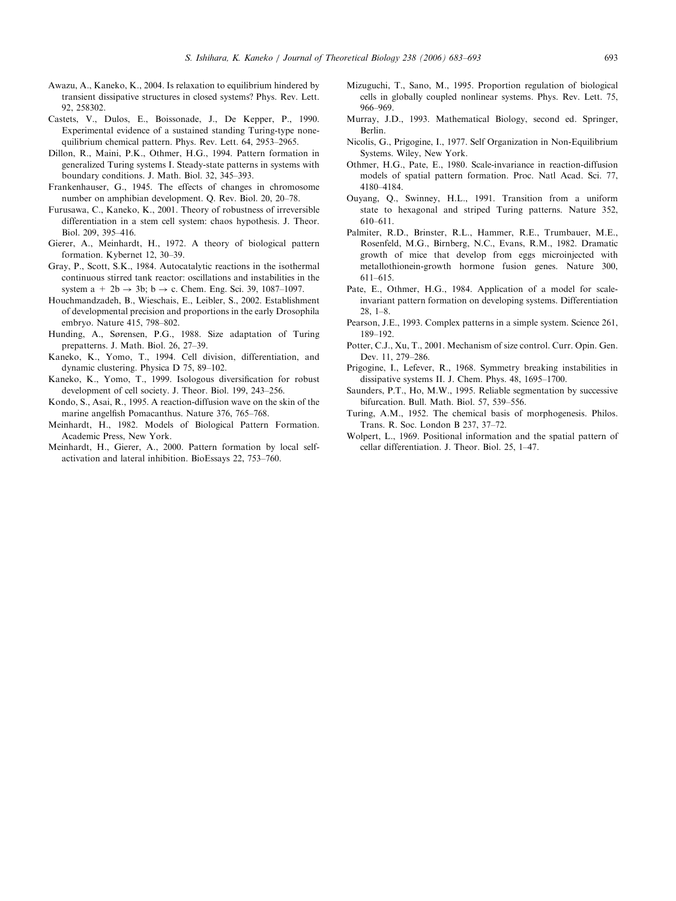Awazu, A., Kaneko, K., 2004. Is relaxation to equilibrium hindered by transient dissipative structures in closed systems? Phys. Rev. Lett. 92, 258302.

Castets, V., Dulos, E., Boissonade, J., De Kepper, P., 1990. Experimental evidence of a sustained standing Turing-type nonequilibrium chemical pattern. Phys. Rev. Lett. 64, 2953–2965.

Dillon, R., Maini, P.K., Othmer, H.G., 1994. Pattern formation in generalized Turing systems I. Steady-state patterns in systems with boundary conditions. J. Math. Biol. 32, 345–393.

Frankenhauser, G., 1945. The effects of changes in chromosome number on amphibian development. Q. Rev. Biol. 20, 20–78.

Furusawa, C., Kaneko, K., 2001. Theory of robustness of irreversible differentiation in a stem cell system: chaos hypothesis. J. Theor. Biol. 209, 395–416.

Gierer, A., Meinhardt, H., 1972. A theory of biological pattern formation. Kybernet 12, 30–39.

Gray, P., Scott, S.K., 1984. Autocatalytic reactions in the isothermal continuous stirred tank reactor: oscillations and instabilities in the system $a + 2b \rightarrow 3b$; $b \rightarrow c$. Chem. Eng. Sci. 39, 1087–1097.

Houchmandzadeh, B., Wieschais, E., Leibler, S., 2002. Establishment of developmental precision and proportions in the early Drosophila embryo. Nature 415, 798–802.

Hunding, A., Sørensen, P.G., 1988. Size adaptation of Turing prepatterns. J. Math. Biol. 26, 27–39.

Kaneko, K., Yomo, T., 1994. Cell division, differentiation, and dynamic clustering. Physica D 75, 89–102.

Kaneko, K., Yomo, T., 1999. Isologous diversification for robust development of cell society. J. Theor. Biol. 199, 243–256.

Kondo, S., Asai, R., 1995. A reaction-diffusion wave on the skin of the marine angelfish Pomacanthus. Nature 376, 765–768.

Meinhardt, H., 1982. Models of Biological Pattern Formation. Academic Press, New York.

Meinhardt, H., Gierer, A., 2000. Pattern formation by local self-activation and lateral inhibition. BioEssays 22, 753–760.

Mizuguchi, T., Sano, M., 1995. Proportion regulation of biological cells in globally coupled nonlinear systems. Phys. Rev. Lett. 75, 966–969.

Murray, J.D., 1993. Mathematical Biology, second ed. Springer, Berlin.

Nicolis, G., Prigogine, I., 1977. Self Organization in Non-Equilibrium Systems. Wiley, New York.

Othmer, H.G., Pate, E., 1980. Scale-invariance in reaction-diffusion models of spatial pattern formation. Proc. Natl Acad. Sci. 77, 4180–4184.

Ouyang, Q., Swinney, H.L., 1991. Transition from a uniform state to hexagonal and striped Turing patterns. Nature 352, 610–611.

Palmiter, R.D., Brinster, R.L., Hammer, R.E., Trumbauer, M.E., Rosenfeld, M.G., Birnberg, N.C., Evans, R.M., 1982. Dramatic growth of mice that develop from eggs microinjected with metallothionein-growth hormone fusion genes. Nature 300, 611–615.

Pate, E., Othmer, H.G., 1984. Application of a model for scale-invariant pattern formation on developing systems. Differentiation 28, 1–8.

Pearson, J.E., 1993. Complex patterns in a simple system. Science 261, 189–192.

Potter, C.J., Xu, T., 2001. Mechanism of size control. Curr. Opin. Gen. Dev. 11, 279–286.

Prigogine, I., Lefever, R., 1968. Symmetry breaking instabilities in dissipative systems II. J. Chem. Phys. 48, 1695–1700.

Saunders, P.T., Ho, M.W., 1995. Reliable segmentation by successive bifurcation. Bull. Math. Biol. 57, 539–556.

Turing, A.M., 1952. The chemical basis of morphogenesis. Philos. Trans. R. Soc. London B 237, 37–72.

Wolpert, L., 1969. Positional information and the spatial pattern of cellar differentiation. J. Theor. Biol. 25, 1–47.